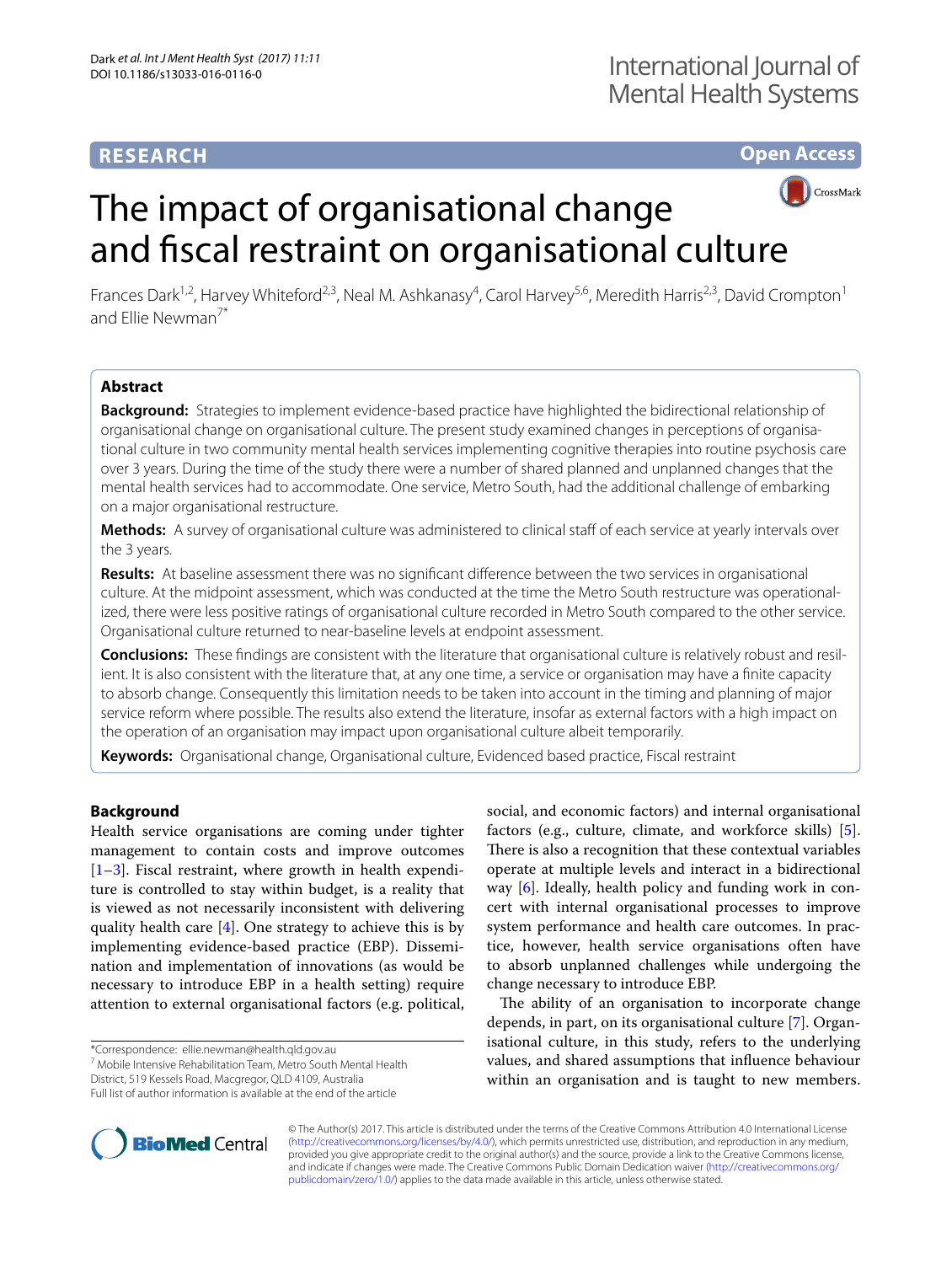RESEARCH

Open Access

# The impact of organisational change and fiscal restraint on organisational culture

Frances Dark[1,2], Harvey Whiteford[2,3], Neal M. Ashkanasy[4], Carol Harvey[5,6], Meredith Harris[2,3], David Crompton[1] and Ellie Newman[7*]

## Abstract

**Background:** Strategies to implement evidence-based practice have highlighted the bidirectional relationship of organisational change on organisational culture. The present study examined changes in perceptions of organisational culture in two community mental health services implementing cognitive therapies into routine psychosis care over 3 years. During the time of the study there were a number of shared planned and unplanned changes that the mental health services had to accommodate. One service, Metro South, had the additional challenge of embarking on a major organisational restructure.

**Methods:** A survey of organisational culture was administered to clinical staff of each service at yearly intervals over the 3 years.

**Results:** At baseline assessment there was no significant difference between the two services in organisational culture. At the midpoint assessment, which was conducted at the time the Metro South restructure was operationalized, there were less positive ratings of organisational culture recorded in Metro South compared to the other service. Organisational culture returned to near-baseline levels at endpoint assessment.

**Conclusions:** These findings are consistent with the literature that organisational culture is relatively robust and resilient. It is also consistent with the literature that, at any one time, a service or organisation may have a finite capacity to absorb change. Consequently this limitation needs to be taken into account in the timing and planning of major service reform where possible. The results also extend the literature, insofar as external factors with a high impact on the operation of an organisation may impact upon organisational culture albeit temporarily.

**Keywords:** Organisational change, Organisational culture, Evidenced based practice, Fiscal restraint

## Background

Health service organisations are coming under tighter management to contain costs and improve outcomes [1–3]. Fiscal restraint, where growth in health expenditure is controlled to stay within budget, is a reality that is viewed as not necessarily inconsistent with delivering quality health care [4]. One strategy to achieve this is by implementing evidence-based practice (EBP). Dissemination and implementation of innovations (as would be necessary to introduce EBP in a health setting) require attention to external organisational factors (e.g. political, social, and economic factors) and internal organisational factors (e.g., culture, climate, and workforce skills) [5]. There is also a recognition that these contextual variables operate at multiple levels and interact in a bidirectional way [6]. Ideally, health policy and funding work in concert with internal organisational processes to improve system performance and health care outcomes. In practice, however, health service organisations often have to absorb unplanned challenges while undergoing the change necessary to introduce EBP.

The ability of an organisation to incorporate change depends, in part, on its organisational culture [7]. Organisational culture, in this study, refers to the underlying values, and shared assumptions that influence behaviour within an organisation and is taught to new members.

*Correspondence: ellie.newman@health.qld.gov.au
[7] Mobile Intensive Rehabilitation Team, Metro South Mental Health District, 519 Kessels Road, Macgregor, QLD 4109, Australia
Full list of author information is available at the end of the article

© The Author(s) 2017. This article is distributed under the terms of the Creative Commons Attribution 4.0 International License (http://creativecommons.org/licenses/by/4.0/), which permits unrestricted use, distribution, and reproduction in any medium, provided you give appropriate credit to the original author(s) and the source, provide a link to the Creative Commons license, and indicate if changes were made. The Creative Commons Public Domain Dedication waiver (http://creativecommons.org/publicdomain/zero/1.0/) applies to the data made available in this article, unless otherwise stated.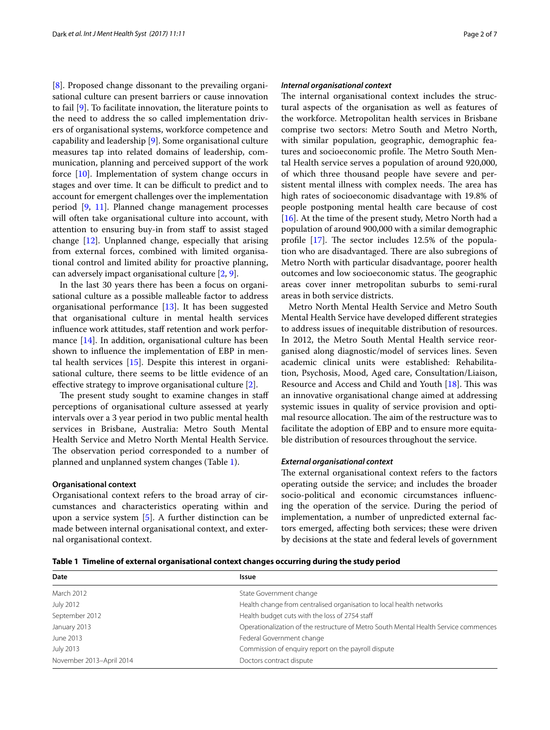[8]. Proposed change dissonant to the prevailing organisational culture can present barriers or cause innovation to fail [9]. To facilitate innovation, the literature points to the need to address the so called implementation drivers of organisational systems, workforce competence and capability and leadership [9]. Some organisational culture measures tap into related domains of leadership, communication, planning and perceived support of the work force [10]. Implementation of system change occurs in stages and over time. It can be difficult to predict and to account for emergent challenges over the implementation period [9, 11]. Planned change management processes will often take organisational culture into account, with attention to ensuring buy-in from staff to assist staged change [12]. Unplanned change, especially that arising from external forces, combined with limited organisational control and limited ability for proactive planning, can adversely impact organisational culture [2, 9].

In the last 30 years there has been a focus on organisational culture as a possible malleable factor to address organisational performance [13]. It has been suggested that organisational culture in mental health services influence work attitudes, staff retention and work performance [14]. In addition, organisational culture has been shown to influence the implementation of EBP in mental health services [15]. Despite this interest in organisational culture, there seems to be little evidence of an effective strategy to improve organisational culture [2].

The present study sought to examine changes in staff perceptions of organisational culture assessed at yearly intervals over a 3 year period in two public mental health services in Brisbane, Australia: Metro South Mental Health Service and Metro North Mental Health Service. The observation period corresponded to a number of planned and unplanned system changes (Table 1).

### Organisational context

Organisational context refers to the broad array of circumstances and characteristics operating within and upon a service system [5]. A further distinction can be made between internal organisational context, and external organisational context.

#### *Internal organisational context*

The internal organisational context includes the structural aspects of the organisation as well as features of the workforce. Metropolitan health services in Brisbane comprise two sectors: Metro South and Metro North, with similar population, geographic, demographic features and socioeconomic profile. The Metro South Mental Health service serves a population of around 920,000, of which three thousand people have severe and persistent mental illness with complex needs. The area has high rates of socioeconomic disadvantage with 19.8% of people postponing mental health care because of cost [16]. At the time of the present study, Metro North had a population of around 900,000 with a similar demographic profile [17]. The sector includes 12.5% of the population who are disadvantaged. There are also subregions of Metro North with particular disadvantage, poorer health outcomes and low socioeconomic status. The geographic areas cover inner metropolitan suburbs to semi-rural areas in both service districts.

Metro North Mental Health Service and Metro South Mental Health Service have developed different strategies to address issues of inequitable distribution of resources. In 2012, the Metro South Mental Health service reorganised along diagnostic/model of services lines. Seven academic clinical units were established: Rehabilitation, Psychosis, Mood, Aged care, Consultation/Liaison, Resource and Access and Child and Youth [18]. This was an innovative organisational change aimed at addressing systemic issues in quality of service provision and optimal resource allocation. The aim of the restructure was to facilitate the adoption of EBP and to ensure more equitable distribution of resources throughout the service.

#### *External organisational context*

The external organisational context refers to the factors operating outside the service; and includes the broader socio-political and economic circumstances influencing the operation of the service. During the period of implementation, a number of unpredicted external factors emerged, affecting both services; these were driven by decisions at the state and federal levels of government

**Table 1 Timeline of external organisational context changes occurring during the study period**

| Date | Issue |
|---|---|
| March 2012 | State Government change |
| July 2012 | Health change from centralised organisation to local health networks |
| September 2012 | Health budget cuts with the loss of 2754 staff |
| January 2013 | Operationalization of the restructure of Metro South Mental Health Service commences |
| June 2013 | Federal Government change |
| July 2013 | Commission of enquiry report on the payroll dispute |
| November 2013–April 2014 | Doctors contract dispute |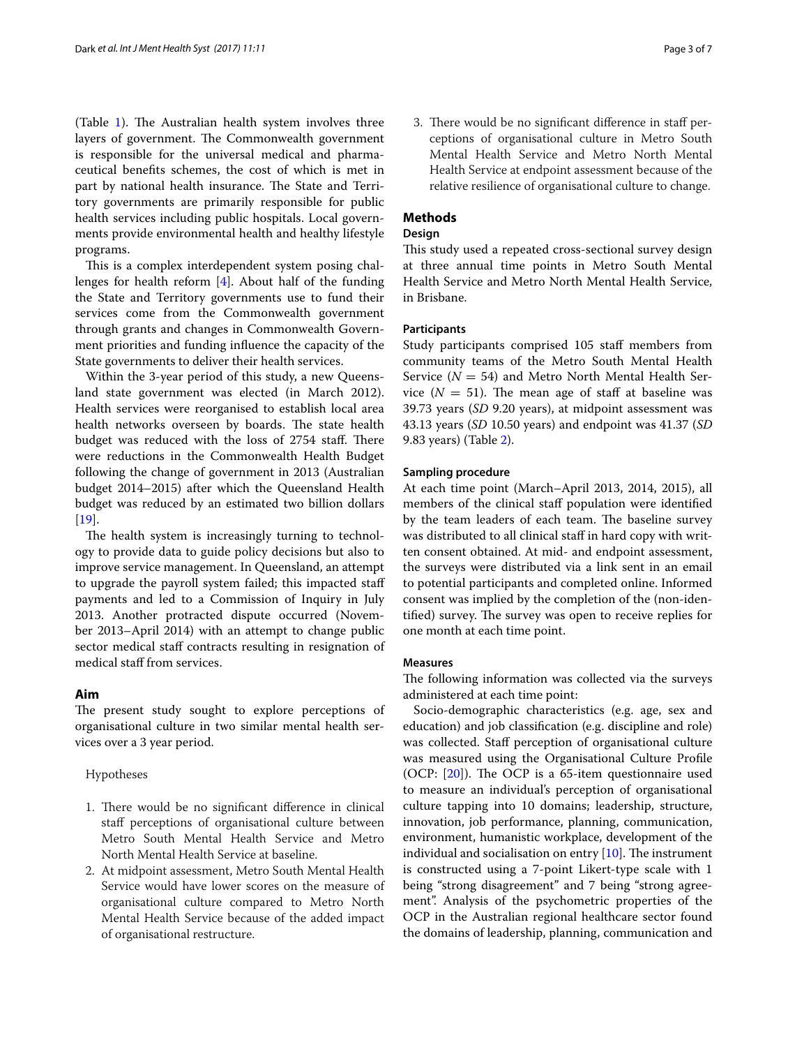(Table 1). The Australian health system involves three layers of government. The Commonwealth government is responsible for the universal medical and pharmaceutical benefits schemes, the cost of which is met in part by national health insurance. The State and Territory governments are primarily responsible for public health services including public hospitals. Local governments provide environmental health and healthy lifestyle programs.

This is a complex interdependent system posing challenges for health reform [4]. About half of the funding the State and Territory governments use to fund their services come from the Commonwealth government through grants and changes in Commonwealth Government priorities and funding influence the capacity of the State governments to deliver their health services.

Within the 3-year period of this study, a new Queensland state government was elected (in March 2012). Health services were reorganised to establish local area health networks overseen by boards. The state health budget was reduced with the loss of 2754 staff. There were reductions in the Commonwealth Health Budget following the change of government in 2013 (Australian budget 2014–2015) after which the Queensland Health budget was reduced by an estimated two billion dollars [19].

The health system is increasingly turning to technology to provide data to guide policy decisions but also to improve service management. In Queensland, an attempt to upgrade the payroll system failed; this impacted staff payments and led to a Commission of Inquiry in July 2013. Another protracted dispute occurred (November 2013–April 2014) with an attempt to change public sector medical staff contracts resulting in resignation of medical staff from services.

## Aim

The present study sought to explore perceptions of organisational culture in two similar mental health services over a 3 year period.

Hypotheses

1. There would be no significant difference in clinical staff perceptions of organisational culture between Metro South Mental Health Service and Metro North Mental Health Service at baseline.
2. At midpoint assessment, Metro South Mental Health Service would have lower scores on the measure of organisational culture compared to Metro North Mental Health Service because of the added impact of organisational restructure.
3. There would be no significant difference in staff perceptions of organisational culture in Metro South Mental Health Service and Metro North Mental Health Service at endpoint assessment because of the relative resilience of organisational culture to change.

## Methods

### Design

This study used a repeated cross-sectional survey design at three annual time points in Metro South Mental Health Service and Metro North Mental Health Service, in Brisbane.

### Participants

Study participants comprised 105 staff members from community teams of the Metro South Mental Health Service ($N = 54$) and Metro North Mental Health Service ($N = 51$). The mean age of staff at baseline was 39.73 years (*SD* 9.20 years), at midpoint assessment was 43.13 years (*SD* 10.50 years) and endpoint was 41.37 (*SD* 9.83 years) (Table 2).

### Sampling procedure

At each time point (March–April 2013, 2014, 2015), all members of the clinical staff population were identified by the team leaders of each team. The baseline survey was distributed to all clinical staff in hard copy with written consent obtained. At mid- and endpoint assessment, the surveys were distributed via a link sent in an email to potential participants and completed online. Informed consent was implied by the completion of the (non-identified) survey. The survey was open to receive replies for one month at each time point.

### Measures

The following information was collected via the surveys administered at each time point:

Socio-demographic characteristics (e.g. age, sex and education) and job classification (e.g. discipline and role) was collected. Staff perception of organisational culture was measured using the Organisational Culture Profile (OCP: [20]). The OCP is a 65-item questionnaire used to measure an individual's perception of organisational culture tapping into 10 domains; leadership, structure, innovation, job performance, planning, communication, environment, humanistic workplace, development of the individual and socialisation on entry [10]. The instrument is constructed using a 7-point Likert-type scale with 1 being "strong disagreement" and 7 being "strong agreement". Analysis of the psychometric properties of the OCP in the Australian regional healthcare sector found the domains of leadership, planning, communication and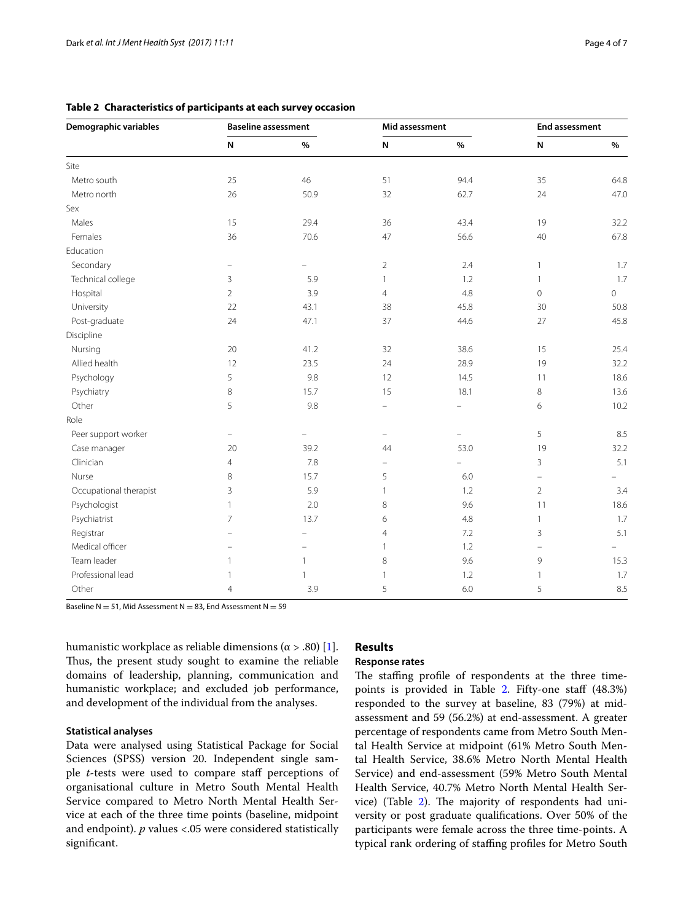**Table 2 Characteristics of participants at each survey occasion**

| Demographic variables | Baseline assessment | | Mid assessment | | End assessment | |
|---|---|---|---|---|---|---|
| | N | % | N | % | N | % |
| Site | | | | | | |
| Metro south | 25 | 46 | 51 | 94.4 | 35 | 64.8 |
| Metro north | 26 | 50.9 | 32 | 62.7 | 24 | 47.0 |
| Sex | | | | | | |
| Males | 15 | 29.4 | 36 | 43.4 | 19 | 32.2 |
| Females | 36 | 70.6 | 47 | 56.6 | 40 | 67.8 |
| Education | | | | | | |
| Secondary | – | – | 2 | 2.4 | 1 | 1.7 |
| Technical college | 3 | 5.9 | 1 | 1.2 | 1 | 1.7 |
| Hospital | 2 | 3.9 | 4 | 4.8 | 0 | 0 |
| University | 22 | 43.1 | 38 | 45.8 | 30 | 50.8 |
| Post-graduate | 24 | 47.1 | 37 | 44.6 | 27 | 45.8 |
| Discipline | | | | | | |
| Nursing | 20 | 41.2 | 32 | 38.6 | 15 | 25.4 |
| Allied health | 12 | 23.5 | 24 | 28.9 | 19 | 32.2 |
| Psychology | 5 | 9.8 | 12 | 14.5 | 11 | 18.6 |
| Psychiatry | 8 | 15.7 | 15 | 18.1 | 8 | 13.6 |
| Other | 5 | 9.8 | – | – | 6 | 10.2 |
| Role | | | | | | |
| Peer support worker | – | – | – | – | 5 | 8.5 |
| Case manager | 20 | 39.2 | 44 | 53.0 | 19 | 32.2 |
| Clinician | 4 | 7.8 | – | – | 3 | 5.1 |
| Nurse | 8 | 15.7 | 5 | 6.0 | – | – |
| Occupational therapist | 3 | 5.9 | 1 | 1.2 | 2 | 3.4 |
| Psychologist | 1 | 2.0 | 8 | 9.6 | 11 | 18.6 |
| Psychiatrist | 7 | 13.7 | 6 | 4.8 | 1 | 1.7 |
| Registrar | – | – | 4 | 7.2 | 3 | 5.1 |
| Medical officer | – | – | 1 | 1.2 | – | – |
| Team leader | 1 | 1 | 8 | 9.6 | 9 | 15.3 |
| Professional lead | 1 | 1 | 1 | 1.2 | 1 | 1.7 |
| Other | 4 | 3.9 | 5 | 6.0 | 5 | 8.5 |

Baseline N = 51, Mid Assessment N = 83, End Assessment N = 59

humanistic workplace as reliable dimensions ($\alpha > .80$) [1]. Thus, the present study sought to examine the reliable domains of leadership, planning, communication and humanistic workplace; and excluded job performance, and development of the individual from the analyses.

### Statistical analyses

Data were analysed using Statistical Package for Social Sciences (SPSS) version 20. Independent single sample *t*-tests were used to compare staff perceptions of organisational culture in Metro South Mental Health Service compared to Metro North Mental Health Service at each of the three time points (baseline, midpoint and endpoint). $p$ values <.05 were considered statistically significant.

## Results

### Response rates

The staffing profile of respondents at the three time-points is provided in Table 2. Fifty-one staff (48.3%) responded to the survey at baseline, 83 (79%) at mid-assessment and 59 (56.2%) at end-assessment. A greater percentage of respondents came from Metro South Mental Health Service at midpoint (61% Metro South Mental Health Service, 38.6% Metro North Mental Health Service) and end-assessment (59% Metro South Mental Health Service, 40.7% Metro North Mental Health Service) (Table 2). The majority of respondents had university or post graduate qualifications. Over 50% of the participants were female across the three time-points. A typical rank ordering of staffing profiles for Metro South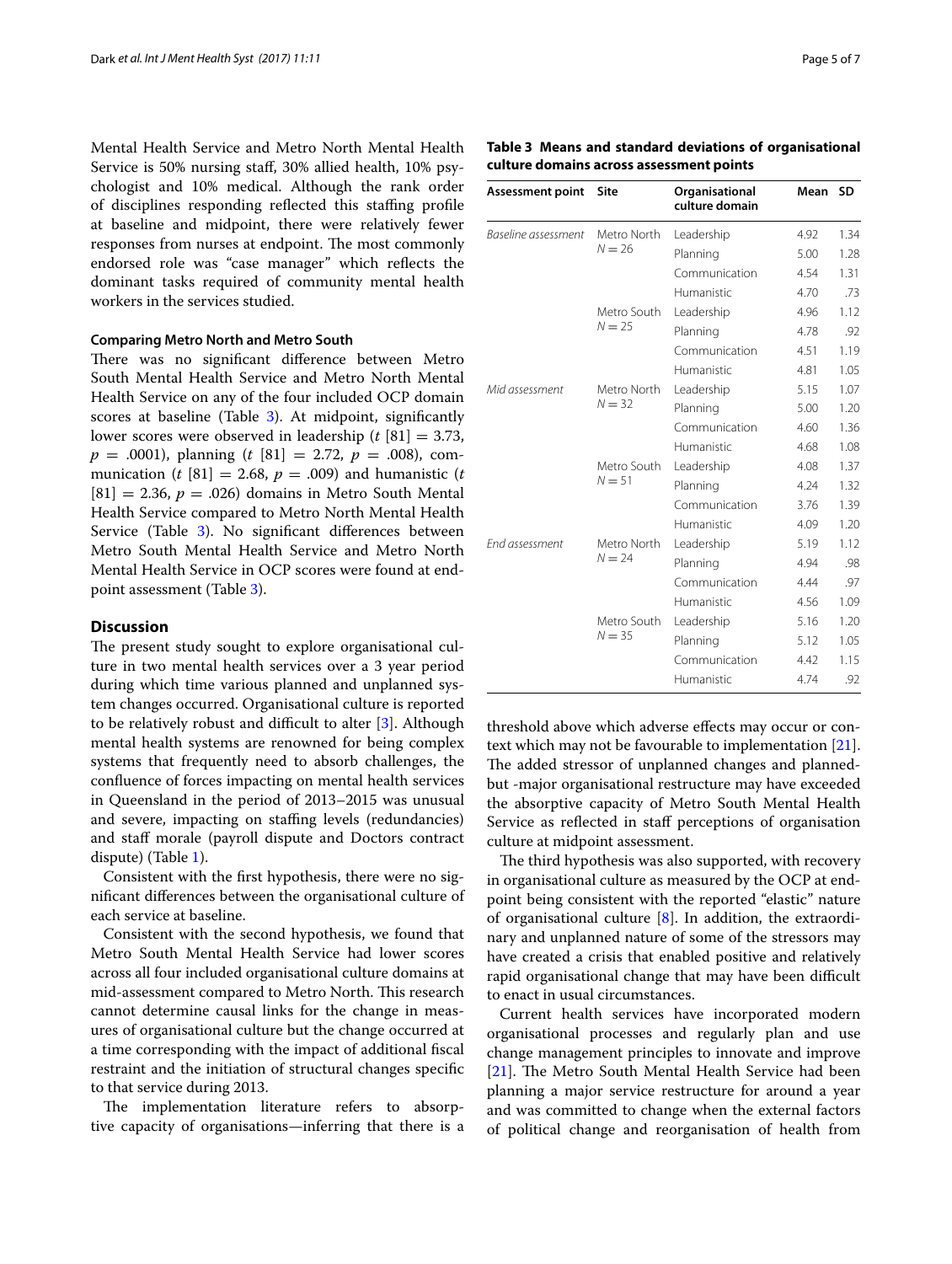Mental Health Service and Metro North Mental Health Service is 50% nursing staff, 30% allied health, 10% psychologist and 10% medical. Although the rank order of disciplines responding reflected this staffing profile at baseline and midpoint, there were relatively fewer responses from nurses at endpoint. The most commonly endorsed role was "case manager" which reflects the dominant tasks required of community mental health workers in the services studied.

#### Comparing Metro North and Metro South

There was no significant difference between Metro South Mental Health Service and Metro North Mental Health Service on any of the four included OCP domain scores at baseline (Table 3). At midpoint, significantly lower scores were observed in leadership ($t$ [81] = 3.73, $p$ = .0001), planning ($t$ [81] = 2.72, $p$ = .008), communication ($t$ [81] = 2.68, $p$ = .009) and humanistic ($t$ [81] = 2.36, $p$ = .026) domains in Metro South Mental Health Service compared to Metro North Mental Health Service (Table 3). No significant differences between Metro South Mental Health Service and Metro North Mental Health Service in OCP scores were found at endpoint assessment (Table 3).

**Table 3 Means and standard deviations of organisational culture domains across assessment points**

| Assessment point | Site | Organisational culture domain | Mean | SD |
|---|---|---|---|---|
| *Baseline assessment* | Metro North $N = 26$ | Leadership | 4.92 | 1.34 |
| | | Planning | 5.00 | 1.28 |
| | | Communication | 4.54 | 1.31 |
| | | Humanistic | 4.70 | .73 |
| | Metro South $N = 25$ | Leadership | 4.96 | 1.12 |
| | | Planning | 4.78 | .92 |
| | | Communication | 4.51 | 1.19 |
| | | Humanistic | 4.81 | 1.05 |
| *Mid assessment* | Metro North $N = 32$ | Leadership | 5.15 | 1.07 |
| | | Planning | 5.00 | 1.20 |
| | | Communication | 4.60 | 1.36 |
| | | Humanistic | 4.68 | 1.08 |
| | Metro South $N = 51$ | Leadership | 4.08 | 1.37 |
| | | Planning | 4.24 | 1.32 |
| | | Communication | 3.76 | 1.39 |
| | | Humanistic | 4.09 | 1.20 |
| *End assessment* | Metro North $N = 24$ | Leadership | 5.19 | 1.12 |
| | | Planning | 4.94 | .98 |
| | | Communication | 4.44 | .97 |
| | | Humanistic | 4.56 | 1.09 |
| | Metro South $N = 35$ | Leadership | 5.16 | 1.20 |
| | | Planning | 5.12 | 1.05 |
| | | Communication | 4.42 | 1.15 |
| | | Humanistic | 4.74 | .92 |

## Discussion

The present study sought to explore organisational culture in two mental health services over a 3 year period during which time various planned and unplanned system changes occurred. Organisational culture is reported to be relatively robust and difficult to alter [3]. Although mental health systems are renowned for being complex systems that frequently need to absorb challenges, the confluence of forces impacting on mental health services in Queensland in the period of 2013–2015 was unusual and severe, impacting on staffing levels (redundancies) and staff morale (payroll dispute and Doctors contract dispute) (Table 1).

Consistent with the first hypothesis, there were no significant differences between the organisational culture of each service at baseline.

Consistent with the second hypothesis, we found that Metro South Mental Health Service had lower scores across all four included organisational culture domains at mid-assessment compared to Metro North. This research cannot determine causal links for the change in measures of organisational culture but the change occurred at a time corresponding with the impact of additional fiscal restraint and the initiation of structural changes specific to that service during 2013.

The implementation literature refers to absorptive capacity of organisations—inferring that there is a threshold above which adverse effects may occur or context which may not be favourable to implementation [21]. The added stressor of unplanned changes and planned-but -major organisational restructure may have exceeded the absorptive capacity of Metro South Mental Health Service as reflected in staff perceptions of organisation culture at midpoint assessment.

The third hypothesis was also supported, with recovery in organisational culture as measured by the OCP at endpoint being consistent with the reported "elastic" nature of organisational culture [8]. In addition, the extraordinary and unplanned nature of some of the stressors may have created a crisis that enabled positive and relatively rapid organisational change that may have been difficult to enact in usual circumstances.

Current health services have incorporated modern organisational processes and regularly plan and use change management principles to innovate and improve [21]. The Metro South Mental Health Service had been planning a major service restructure for around a year and was committed to change when the external factors of political change and reorganisation of health from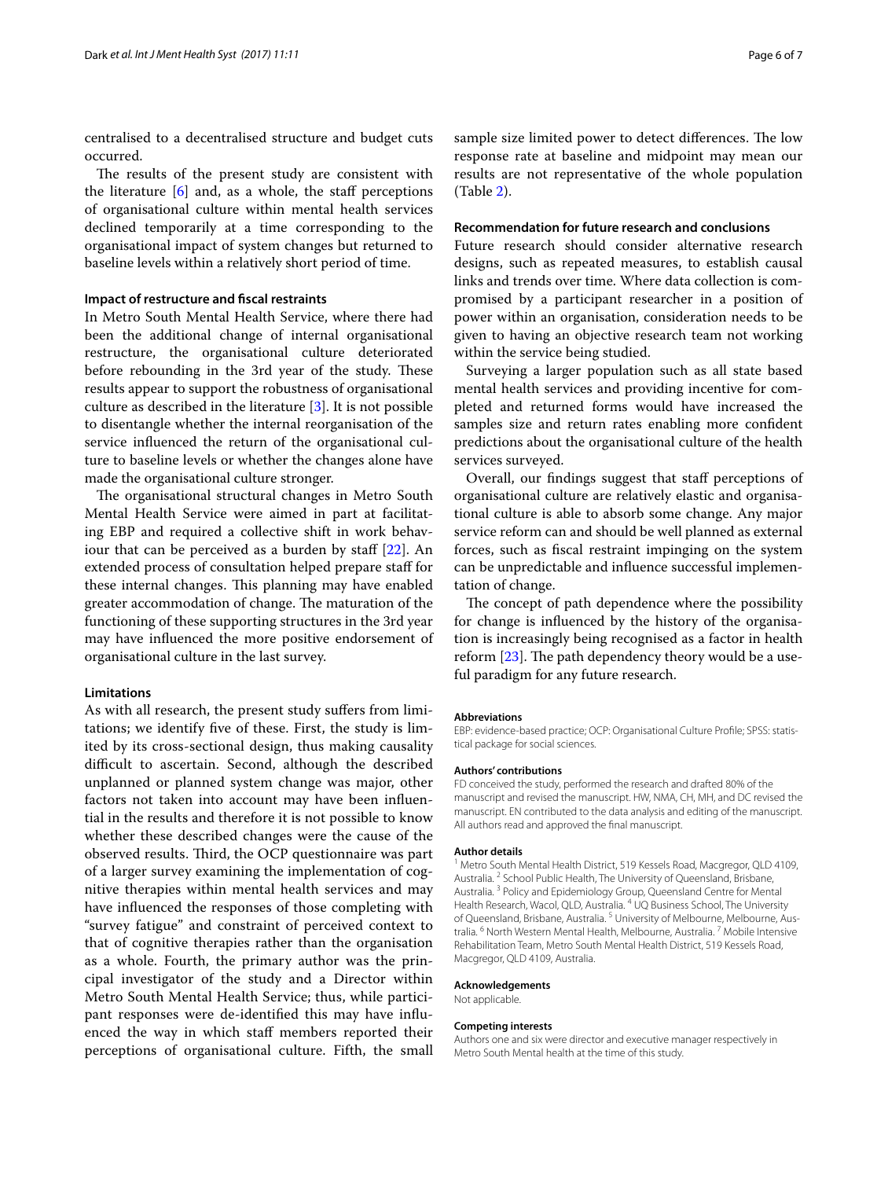centralised to a decentralised structure and budget cuts occurred.

The results of the present study are consistent with the literature [6] and, as a whole, the staff perceptions of organisational culture within mental health services declined temporarily at a time corresponding to the organisational impact of system changes but returned to baseline levels within a relatively short period of time.

### Impact of restructure and fiscal restraints

In Metro South Mental Health Service, where there had been the additional change of internal organisational restructure, the organisational culture deteriorated before rebounding in the 3rd year of the study. These results appear to support the robustness of organisational culture as described in the literature [3]. It is not possible to disentangle whether the internal reorganisation of the service influenced the return of the organisational culture to baseline levels or whether the changes alone have made the organisational culture stronger.

The organisational structural changes in Metro South Mental Health Service were aimed in part at facilitating EBP and required a collective shift in work behaviour that can be perceived as a burden by staff [22]. An extended process of consultation helped prepare staff for these internal changes. This planning may have enabled greater accommodation of change. The maturation of the functioning of these supporting structures in the 3rd year may have influenced the more positive endorsement of organisational culture in the last survey.

### Limitations

As with all research, the present study suffers from limitations; we identify five of these. First, the study is limited by its cross-sectional design, thus making causality difficult to ascertain. Second, although the described unplanned or planned system change was major, other factors not taken into account may have been influential in the results and therefore it is not possible to know whether these described changes were the cause of the observed results. Third, the OCP questionnaire was part of a larger survey examining the implementation of cognitive therapies within mental health services and may have influenced the responses of those completing with "survey fatigue" and constraint of perceived context to that of cognitive therapies rather than the organisation as a whole. Fourth, the primary author was the principal investigator of the study and a Director within Metro South Mental Health Service; thus, while participant responses were de-identified this may have influenced the way in which staff members reported their perceptions of organisational culture. Fifth, the small sample size limited power to detect differences. The low response rate at baseline and midpoint may mean our results are not representative of the whole population (Table 2).

### Recommendation for future research and conclusions

Future research should consider alternative research designs, such as repeated measures, to establish causal links and trends over time. Where data collection is compromised by a participant researcher in a position of power within an organisation, consideration needs to be given to having an objective research team not working within the service being studied.

Surveying a larger population such as all state based mental health services and providing incentive for completed and returned forms would have increased the samples size and return rates enabling more confident predictions about the organisational culture of the health services surveyed.

Overall, our findings suggest that staff perceptions of organisational culture are relatively elastic and organisational culture is able to absorb some change. Any major service reform can and should be well planned as external forces, such as fiscal restraint impinging on the system can be unpredictable and influence successful implementation of change.

The concept of path dependence where the possibility for change is influenced by the history of the organisation is increasingly being recognised as a factor in health reform [23]. The path dependency theory would be a useful paradigm for any future research.

#### Abbreviations

EBP: evidence-based practice; OCP: Organisational Culture Profile; SPSS: statistical package for social sciences.

#### Authors' contributions

FD conceived the study, performed the research and drafted 80% of the manuscript and revised the manuscript. HW, NMA, CH, MH, and DC revised the manuscript. EN contributed to the data analysis and editing of the manuscript. All authors read and approved the final manuscript.

#### Author details

[1] Metro South Mental Health District, 519 Kessels Road, Macgregor, QLD 4109, Australia. [2] School Public Health, The University of Queensland, Brisbane, Australia. [3] Policy and Epidemiology Group, Queensland Centre for Mental Health Research, Wacol, QLD, Australia. [4] UQ Business School, The University of Queensland, Brisbane, Australia. [5] University of Melbourne, Melbourne, Australia. [6] North Western Mental Health, Melbourne, Australia. [7] Mobile Intensive Rehabilitation Team, Metro South Mental Health District, 519 Kessels Road, Macgregor, QLD 4109, Australia.

#### Acknowledgements

Not applicable.

#### Competing interests

Authors one and six were director and executive manager respectively in Metro South Mental health at the time of this study.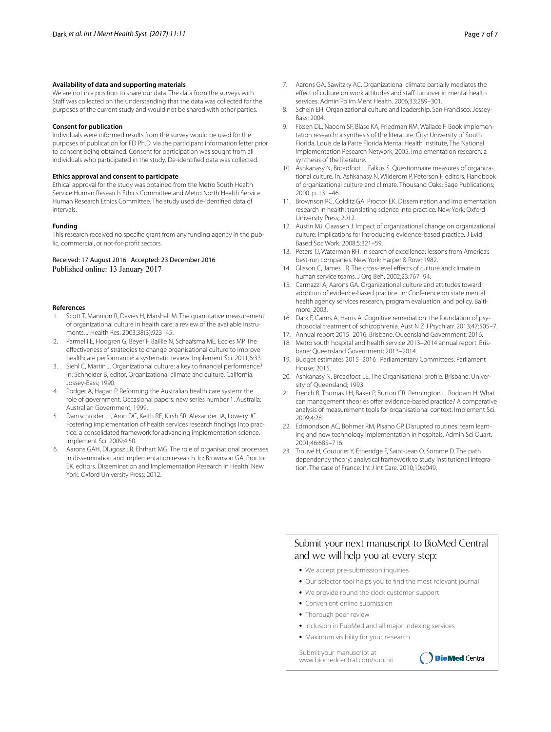### Availability of data and supporting materials

We are not in a position to share our data. The data from the surveys with Staff was collected on the understanding that the data was collected for the purposes of the current study and would not be shared with other parties.

### Consent for publication

Individuals were informed results from the survey would be used for the purposes of publication for FD Ph.D. via the participant information letter prior to consent being obtained. Consent for participation was sought from all individuals who participated in the study. De-identified data was collected.

### Ethics approval and consent to participate

Ethical approval for the study was obtained from the Metro South Health Service Human Research Ethics Committee and Metro North Health Service Human Research Ethics Committee. The study used de-identified data of intervals.

### Funding

This research received no specific grant from any funding agency in the public, commercial, or not-for-profit sectors.

Received: 17 August 2016 Accepted: 23 December 2016
Published online: 13 January 2017

### References

1. Scott T, Mannion R, Davies H, Marshall M. The quantitative measurement of organizational culture in health care: a review of the available instruments. J Health Res. 2003;38(3):923–45.
2. Parmelli E, Flodgren G, Beyer F, Baillie N, Schaafsma ME, Eccles MP. The effectiveness of strategies to change organisational culture to improve healthcare performance: a systematic review. Implement Sci. 2011;6:33.
3. Siehl C, Martin J. Organizational culture: a key to financial performance? In: Schneider B, editor. Organizational climate and culture. California: Jossey-Bass; 1990.
4. Podger A, Hagan P. Reforming the Australian health care system: the role of government. Occasional papers: new series number 1. Australia: Australian Government; 1999.
5. Damschroder LJ, Aron DC, Keith RE, Kirsh SR, Alexander JA, Lowery JC. Fostering implementation of health services research findings into practice: a consolidated framework for advancing implementation science. Implement Sci. 2009;4:50.
6. Aarons GAH, Dlugosz LR, Ehrhart MG. The role of organisational processes in dissemination and implementation research. In: Brownson GA, Proctor EK, editors. Dissemination and Implementation Research in Health. New York: Oxford University Press; 2012.
7. Aarons GA, Sawitzky AC. Organizational climate partially mediates the effect of culture on work attitudes and staff turnover in mental health services. Admin Polim Ment Health. 2006;33:289–301.
8. Schein EH. Organizational culture and leadership. San Francisco: Jossey-Bass; 2004.
9. Fixsen DL, Naoom SF, Blase KA, Friedman RM, Wallace F. Book implementation research: a synthesis of the literature. City: University of South Florida, Louis de la Parte Florida Mental Health Institute, The National Implementation Research Network; 2005. Implementation research: a synthesis of the literature.
10. Ashkanasy N, Broadfoot L, Falkus S. Questionnaire measures of organizational culture. In: Ashkanasy N, Wilderom P, Peterson F, editors. Handbook of organizational culture and climate. Thousand Oaks: Sage Publications; 2000. p. 131–46.
11. Brownson RC, Colditz GA, Proctor EK. Dissemination and implementation research in health: translating science into practice. New York: Oxford University Press; 2012.
12. Austin MJ, Claassen J. Impact of organizational change on organizational culture: implications for introducing evidence-based practice. J Evid Based Soc Work. 2008;5:321–59.
13. Peters TJ, Waterman RH. In search of excellence: lessons from America's best-run companies. New York: Harper & Row; 1982.
14. Glisson C, James LR. The cross-level effects of culture and climate in human service teams. J Org Beh. 2002;23:767–94.
15. Carmazzi A, Aarons GA. Organizational culture and attitudes toward adoption of evidence-based practice. In: Conference on state mental health agency services research, program evaluation, and policy. Baltimore; 2003.
16. Dark F, Cairns A, Harris A. Cognitive remediation: the foundation of psychosocial treatment of schizophrenia. Aust N Z J Psychiatr. 2013;47:505–7.
17. Annual report 2015–2016. Brisbane: Queensland Government; 2016.
18. Metro south hospital and health service 2013–2014 annual report. Brisbane: Queensland Government; 2013–2014.
19. Budget estimates 2015–2016 . Parliamentary Committees: Parliament House; 2015.
20. Ashkanasy N, Broadfoot LE. The Organisational profile. Brisbane: University of Queensland; 1993.
21. French B, Thomas LH, Baker P, Burton CR, Pennington L, Roddam H. What can management theories offer evidence-based practice? A comparative analysis of measurement tools for organisational context. Implement Sci. 2009;4:28.
22. Edmondson AC, Bohmer RM, Pisano GP. Disrupted routines: team learning and new technology implementation in hospitals. Admin Sci Quart. 2001;46:685–716.
23. Trouvé H, Couturier Y, Etheridge F, Saint-Jean O, Somme D. The path dependency theory: analytical framework to study institutional integration. The case of France. Int J Int Care. 2010;10:e049.

Submit your next manuscript to BioMed Central and we will help you at every step:

- We accept pre-submission inquiries
- Our selector tool helps you to find the most relevant journal
- We provide round the clock customer support
- Convenient online submission
- Thorough peer review
- Inclusion in PubMed and all major indexing services
- Maximum visibility for your research

Submit your manuscript at www.biomedcentral.com/submit

BioMed Central